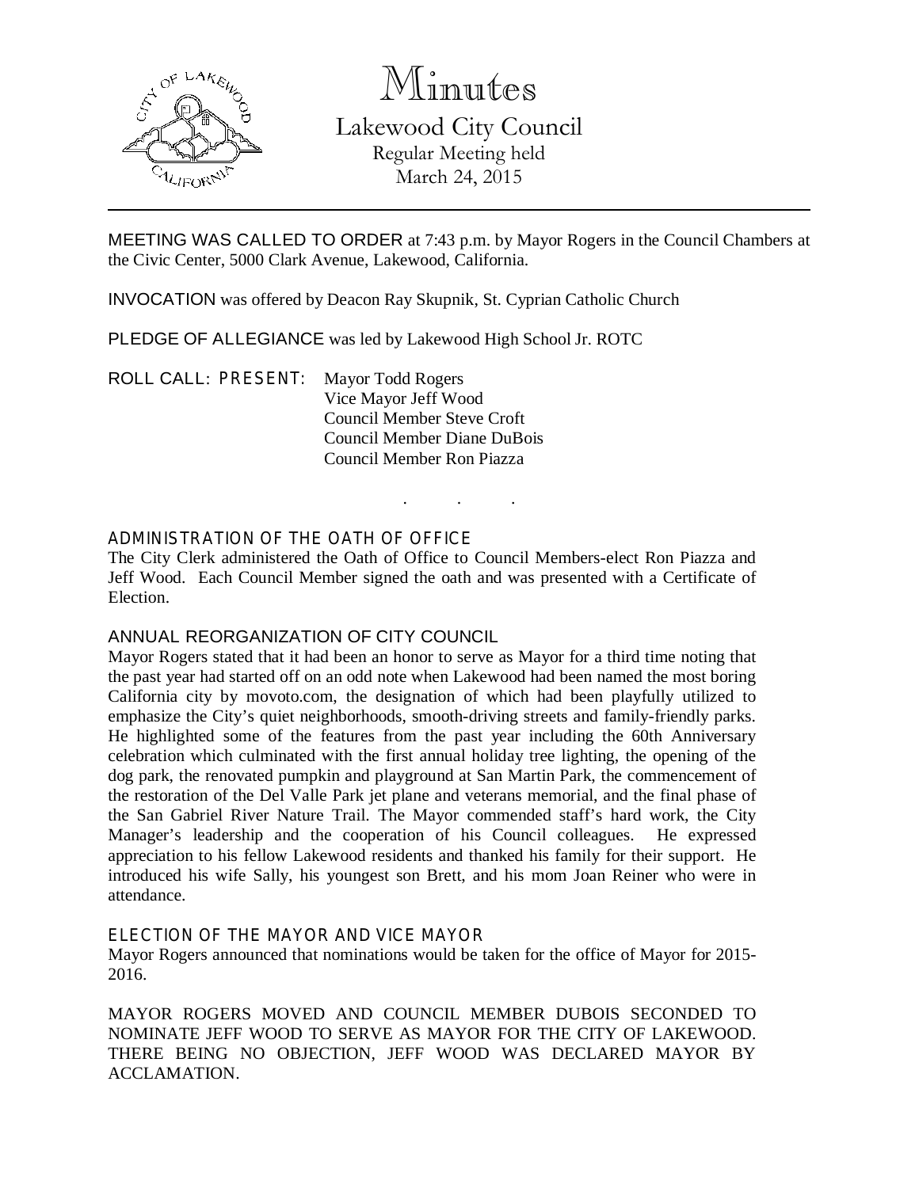# Minutes

## Lakewood City Council

Regular Meeting held
March 24, 2015

---

MEETING WAS CALLED TO ORDER at 7:43 p.m. by Mayor Rogers in the Council Chambers at the Civic Center, 5000 Clark Avenue, Lakewood, California.

INVOCATION was offered by Deacon Ray Skupnik, St. Cyprian Catholic Church

PLEDGE OF ALLEGIANCE was led by Lakewood High School Jr. ROTC

ROLL CALL: PRESENT: Mayor Todd Rogers
Vice Mayor Jeff Wood
Council Member Steve Croft
Council Member Diane DuBois
Council Member Ron Piazza

. . .

### ADMINISTRATION OF THE OATH OF OFFICE

The City Clerk administered the Oath of Office to Council Members-elect Ron Piazza and Jeff Wood. Each Council Member signed the oath and was presented with a Certificate of Election.

### ANNUAL REORGANIZATION OF CITY COUNCIL

Mayor Rogers stated that it had been an honor to serve as Mayor for a third time noting that the past year had started off on an odd note when Lakewood had been named the most boring California city by movoto.com, the designation of which had been playfully utilized to emphasize the City's quiet neighborhoods, smooth-driving streets and family-friendly parks. He highlighted some of the features from the past year including the 60th Anniversary celebration which culminated with the first annual holiday tree lighting, the opening of the dog park, the renovated pumpkin and playground at San Martin Park, the commencement of the restoration of the Del Valle Park jet plane and veterans memorial, and the final phase of the San Gabriel River Nature Trail. The Mayor commended staff's hard work, the City Manager's leadership and the cooperation of his Council colleagues. He expressed appreciation to his fellow Lakewood residents and thanked his family for their support. He introduced his wife Sally, his youngest son Brett, and his mom Joan Reiner who were in attendance.

### ELECTION OF THE MAYOR AND VICE MAYOR

Mayor Rogers announced that nominations would be taken for the office of Mayor for 2015-2016.

MAYOR ROGERS MOVED AND COUNCIL MEMBER DUBOIS SECONDED TO NOMINATE JEFF WOOD TO SERVE AS MAYOR FOR THE CITY OF LAKEWOOD. THERE BEING NO OBJECTION, JEFF WOOD WAS DECLARED MAYOR BY ACCLAMATION.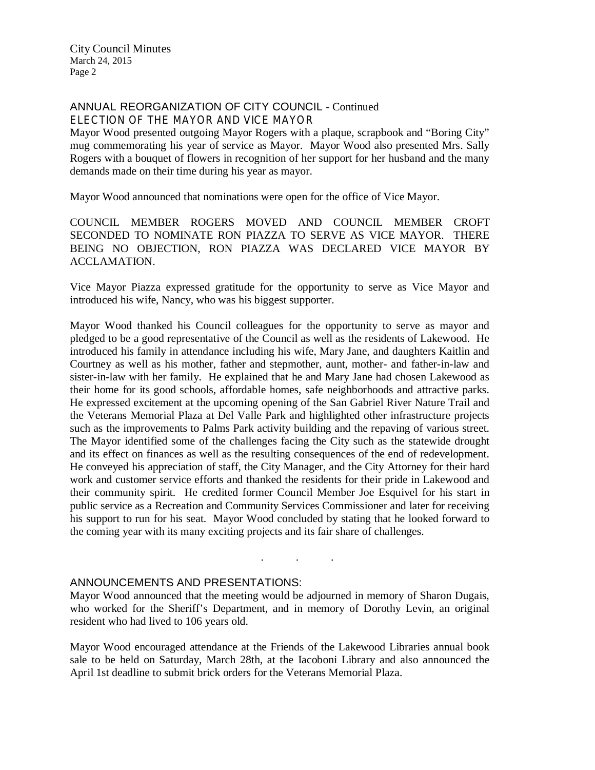## ANNUAL REORGANIZATION OF CITY COUNCIL - Continued

### ELECTION OF THE MAYOR AND VICE MAYOR

Mayor Wood presented outgoing Mayor Rogers with a plaque, scrapbook and "Boring City" mug commemorating his year of service as Mayor. Mayor Wood also presented Mrs. Sally Rogers with a bouquet of flowers in recognition of her support for her husband and the many demands made on their time during his year as mayor.

Mayor Wood announced that nominations were open for the office of Vice Mayor.

COUNCIL MEMBER ROGERS MOVED AND COUNCIL MEMBER CROFT SECONDED TO NOMINATE RON PIAZZA TO SERVE AS VICE MAYOR. THERE BEING NO OBJECTION, RON PIAZZA WAS DECLARED VICE MAYOR BY ACCLAMATION.

Vice Mayor Piazza expressed gratitude for the opportunity to serve as Vice Mayor and introduced his wife, Nancy, who was his biggest supporter.

Mayor Wood thanked his Council colleagues for the opportunity to serve as mayor and pledged to be a good representative of the Council as well as the residents of Lakewood. He introduced his family in attendance including his wife, Mary Jane, and daughters Kaitlin and Courtney as well as his mother, father and stepmother, aunt, mother- and father-in-law and sister-in-law with her family. He explained that he and Mary Jane had chosen Lakewood as their home for its good schools, affordable homes, safe neighborhoods and attractive parks. He expressed excitement at the upcoming opening of the San Gabriel River Nature Trail and the Veterans Memorial Plaza at Del Valle Park and highlighted other infrastructure projects such as the improvements to Palms Park activity building and the repaving of various street. The Mayor identified some of the challenges facing the City such as the statewide drought and its effect on finances as well as the resulting consequences of the end of redevelopment. He conveyed his appreciation of staff, the City Manager, and the City Attorney for their hard work and customer service efforts and thanked the residents for their pride in Lakewood and their community spirit. He credited former Council Member Joe Esquivel for his start in public service as a Recreation and Community Services Commissioner and later for receiving his support to run for his seat. Mayor Wood concluded by stating that he looked forward to the coming year with its many exciting projects and its fair share of challenges.

. . .

## ANNOUNCEMENTS AND PRESENTATIONS:

Mayor Wood announced that the meeting would be adjourned in memory of Sharon Dugais, who worked for the Sheriff's Department, and in memory of Dorothy Levin, an original resident who had lived to 106 years old.

Mayor Wood encouraged attendance at the Friends of the Lakewood Libraries annual book sale to be held on Saturday, March 28th, at the Iacoboni Library and also announced the April 1st deadline to submit brick orders for the Veterans Memorial Plaza.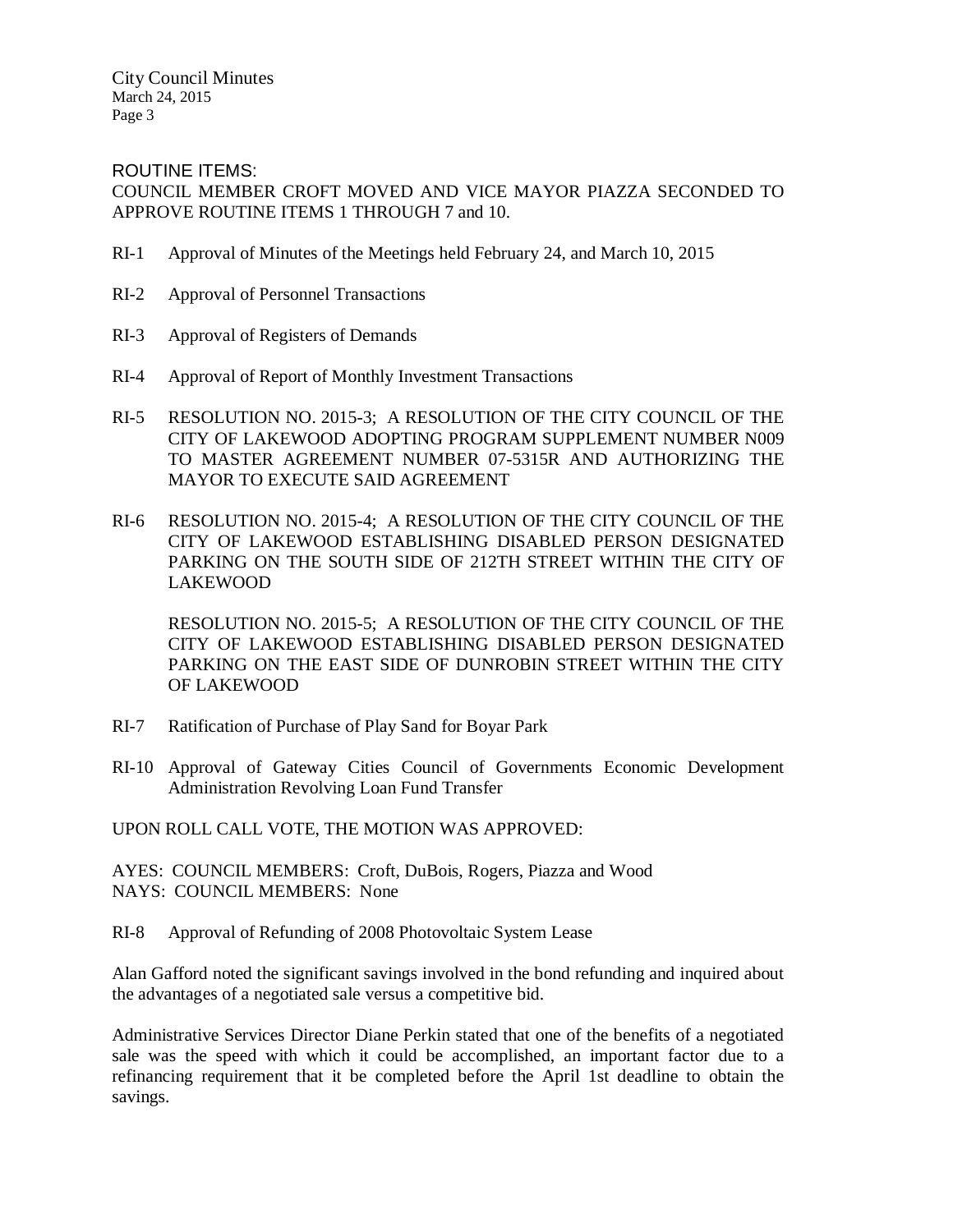ROUTINE ITEMS:

COUNCIL MEMBER CROFT MOVED AND VICE MAYOR PIAZZA SECONDED TO APPROVE ROUTINE ITEMS 1 THROUGH 7 and 10.

RI-1 Approval of Minutes of the Meetings held February 24, and March 10, 2015

RI-2 Approval of Personnel Transactions

RI-3 Approval of Registers of Demands

RI-4 Approval of Report of Monthly Investment Transactions

RI-5 RESOLUTION NO. 2015-3; A RESOLUTION OF THE CITY COUNCIL OF THE CITY OF LAKEWOOD ADOPTING PROGRAM SUPPLEMENT NUMBER N009 TO MASTER AGREEMENT NUMBER 07-5315R AND AUTHORIZING THE MAYOR TO EXECUTE SAID AGREEMENT

RI-6 RESOLUTION NO. 2015-4; A RESOLUTION OF THE CITY COUNCIL OF THE CITY OF LAKEWOOD ESTABLISHING DISABLED PERSON DESIGNATED PARKING ON THE SOUTH SIDE OF 212TH STREET WITHIN THE CITY OF LAKEWOOD

RESOLUTION NO. 2015-5; A RESOLUTION OF THE CITY COUNCIL OF THE CITY OF LAKEWOOD ESTABLISHING DISABLED PERSON DESIGNATED PARKING ON THE EAST SIDE OF DUNROBIN STREET WITHIN THE CITY OF LAKEWOOD

RI-7 Ratification of Purchase of Play Sand for Boyar Park

RI-10 Approval of Gateway Cities Council of Governments Economic Development Administration Revolving Loan Fund Transfer

UPON ROLL CALL VOTE, THE MOTION WAS APPROVED:

AYES: COUNCIL MEMBERS: Croft, DuBois, Rogers, Piazza and Wood
NAYS: COUNCIL MEMBERS: None

RI-8 Approval of Refunding of 2008 Photovoltaic System Lease

Alan Gafford noted the significant savings involved in the bond refunding and inquired about the advantages of a negotiated sale versus a competitive bid.

Administrative Services Director Diane Perkin stated that one of the benefits of a negotiated sale was the speed with which it could be accomplished, an important factor due to a refinancing requirement that it be completed before the April 1st deadline to obtain the savings.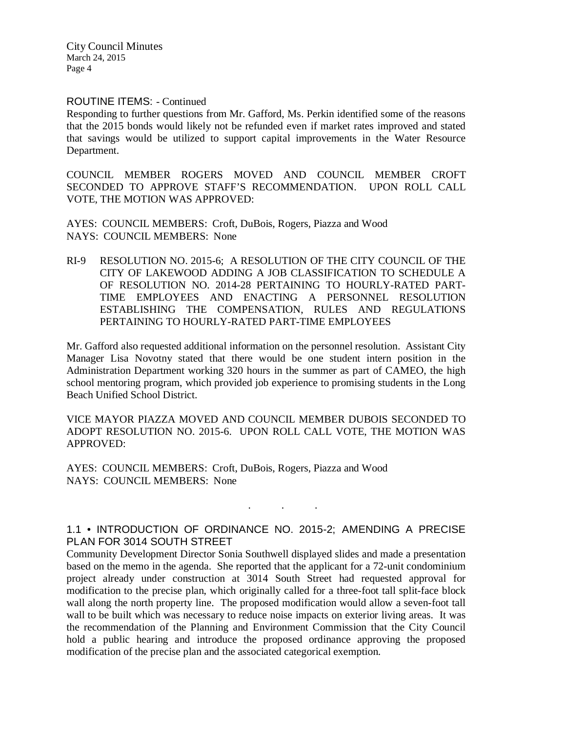ROUTINE ITEMS: - Continued

Responding to further questions from Mr. Gafford, Ms. Perkin identified some of the reasons that the 2015 bonds would likely not be refunded even if market rates improved and stated that savings would be utilized to support capital improvements in the Water Resource Department.

COUNCIL MEMBER ROGERS MOVED AND COUNCIL MEMBER CROFT SECONDED TO APPROVE STAFF'S RECOMMENDATION. UPON ROLL CALL VOTE, THE MOTION WAS APPROVED:

AYES: COUNCIL MEMBERS: Croft, DuBois, Rogers, Piazza and Wood
NAYS: COUNCIL MEMBERS: None

RI-9 RESOLUTION NO. 2015-6; A RESOLUTION OF THE CITY COUNCIL OF THE CITY OF LAKEWOOD ADDING A JOB CLASSIFICATION TO SCHEDULE A OF RESOLUTION NO. 2014-28 PERTAINING TO HOURLY-RATED PART-TIME EMPLOYEES AND ENACTING A PERSONNEL RESOLUTION ESTABLISHING THE COMPENSATION, RULES AND REGULATIONS PERTAINING TO HOURLY-RATED PART-TIME EMPLOYEES

Mr. Gafford also requested additional information on the personnel resolution. Assistant City Manager Lisa Novotny stated that there would be one student intern position in the Administration Department working 320 hours in the summer as part of CAMEO, the high school mentoring program, which provided job experience to promising students in the Long Beach Unified School District.

VICE MAYOR PIAZZA MOVED AND COUNCIL MEMBER DUBOIS SECONDED TO ADOPT RESOLUTION NO. 2015-6. UPON ROLL CALL VOTE, THE MOTION WAS APPROVED:

AYES: COUNCIL MEMBERS: Croft, DuBois, Rogers, Piazza and Wood
NAYS: COUNCIL MEMBERS: None

. . .

## 1.1 • INTRODUCTION OF ORDINANCE NO. 2015-2; AMENDING A PRECISE PLAN FOR 3014 SOUTH STREET

Community Development Director Sonia Southwell displayed slides and made a presentation based on the memo in the agenda. She reported that the applicant for a 72-unit condominium project already under construction at 3014 South Street had requested approval for modification to the precise plan, which originally called for a three-foot tall split-face block wall along the north property line. The proposed modification would allow a seven-foot tall wall to be built which was necessary to reduce noise impacts on exterior living areas. It was the recommendation of the Planning and Environment Commission that the City Council hold a public hearing and introduce the proposed ordinance approving the proposed modification of the precise plan and the associated categorical exemption.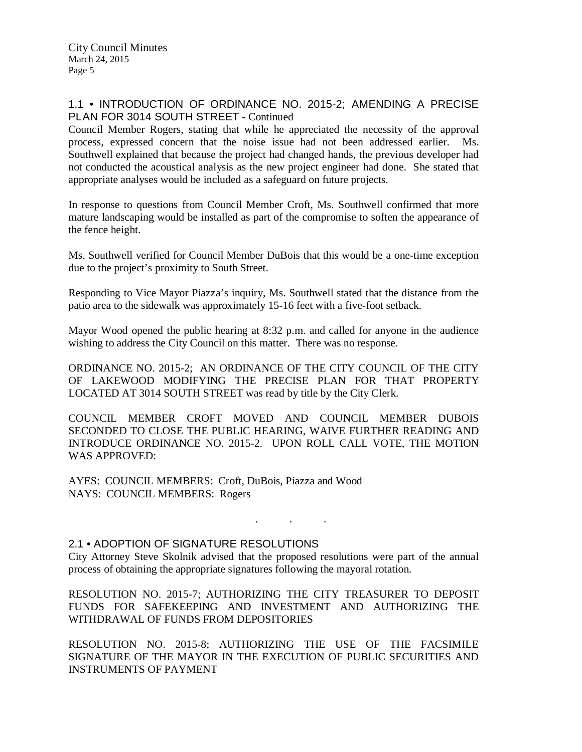## 1.1 • INTRODUCTION OF ORDINANCE NO. 2015-2; AMENDING A PRECISE PLAN FOR 3014 SOUTH STREET - Continued

Council Member Rogers, stating that while he appreciated the necessity of the approval process, expressed concern that the noise issue had not been addressed earlier. Ms. Southwell explained that because the project had changed hands, the previous developer had not conducted the acoustical analysis as the new project engineer had done. She stated that appropriate analyses would be included as a safeguard on future projects.

In response to questions from Council Member Croft, Ms. Southwell confirmed that more mature landscaping would be installed as part of the compromise to soften the appearance of the fence height.

Ms. Southwell verified for Council Member DuBois that this would be a one-time exception due to the project's proximity to South Street.

Responding to Vice Mayor Piazza's inquiry, Ms. Southwell stated that the distance from the patio area to the sidewalk was approximately 15-16 feet with a five-foot setback.

Mayor Wood opened the public hearing at 8:32 p.m. and called for anyone in the audience wishing to address the City Council on this matter. There was no response.

ORDINANCE NO. 2015-2; AN ORDINANCE OF THE CITY COUNCIL OF THE CITY OF LAKEWOOD MODIFYING THE PRECISE PLAN FOR THAT PROPERTY LOCATED AT 3014 SOUTH STREET was read by title by the City Clerk.

COUNCIL MEMBER CROFT MOVED AND COUNCIL MEMBER DUBOIS SECONDED TO CLOSE THE PUBLIC HEARING, WAIVE FURTHER READING AND INTRODUCE ORDINANCE NO. 2015-2. UPON ROLL CALL VOTE, THE MOTION WAS APPROVED:

AYES: COUNCIL MEMBERS: Croft, DuBois, Piazza and Wood
NAYS: COUNCIL MEMBERS: Rogers

. . .

## 2.1 • ADOPTION OF SIGNATURE RESOLUTIONS

City Attorney Steve Skolnik advised that the proposed resolutions were part of the annual process of obtaining the appropriate signatures following the mayoral rotation.

RESOLUTION NO. 2015-7; AUTHORIZING THE CITY TREASURER TO DEPOSIT FUNDS FOR SAFEKEEPING AND INVESTMENT AND AUTHORIZING THE WITHDRAWAL OF FUNDS FROM DEPOSITORIES

RESOLUTION NO. 2015-8; AUTHORIZING THE USE OF THE FACSIMILE SIGNATURE OF THE MAYOR IN THE EXECUTION OF PUBLIC SECURITIES AND INSTRUMENTS OF PAYMENT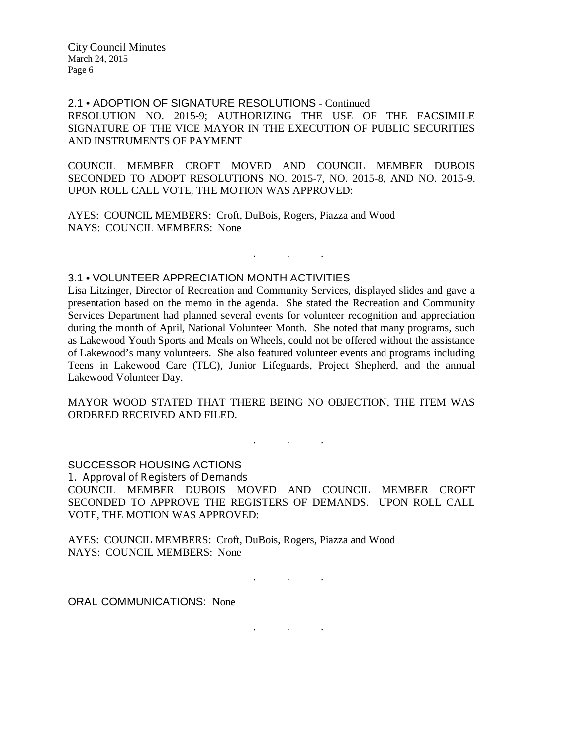## 2.1 • ADOPTION OF SIGNATURE RESOLUTIONS - Continued

RESOLUTION NO. 2015-9; AUTHORIZING THE USE OF THE FACSIMILE SIGNATURE OF THE VICE MAYOR IN THE EXECUTION OF PUBLIC SECURITIES AND INSTRUMENTS OF PAYMENT

COUNCIL MEMBER CROFT MOVED AND COUNCIL MEMBER DUBOIS SECONDED TO ADOPT RESOLUTIONS NO. 2015-7, NO. 2015-8, AND NO. 2015-9. UPON ROLL CALL VOTE, THE MOTION WAS APPROVED:

AYES: COUNCIL MEMBERS: Croft, DuBois, Rogers, Piazza and Wood
NAYS: COUNCIL MEMBERS: None

. . .

## 3.1 • VOLUNTEER APPRECIATION MONTH ACTIVITIES

Lisa Litzinger, Director of Recreation and Community Services, displayed slides and gave a presentation based on the memo in the agenda. She stated the Recreation and Community Services Department had planned several events for volunteer recognition and appreciation during the month of April, National Volunteer Month. She noted that many programs, such as Lakewood Youth Sports and Meals on Wheels, could not be offered without the assistance of Lakewood's many volunteers. She also featured volunteer events and programs including Teens in Lakewood Care (TLC), Junior Lifeguards, Project Shepherd, and the annual Lakewood Volunteer Day.

MAYOR WOOD STATED THAT THERE BEING NO OBJECTION, THE ITEM WAS ORDERED RECEIVED AND FILED.

. . .

## SUCCESSOR HOUSING ACTIONS

1. Approval of Registers of Demands

COUNCIL MEMBER DUBOIS MOVED AND COUNCIL MEMBER CROFT SECONDED TO APPROVE THE REGISTERS OF DEMANDS. UPON ROLL CALL VOTE, THE MOTION WAS APPROVED:

AYES: COUNCIL MEMBERS: Croft, DuBois, Rogers, Piazza and Wood
NAYS: COUNCIL MEMBERS: None

. . .

ORAL COMMUNICATIONS: None

. . .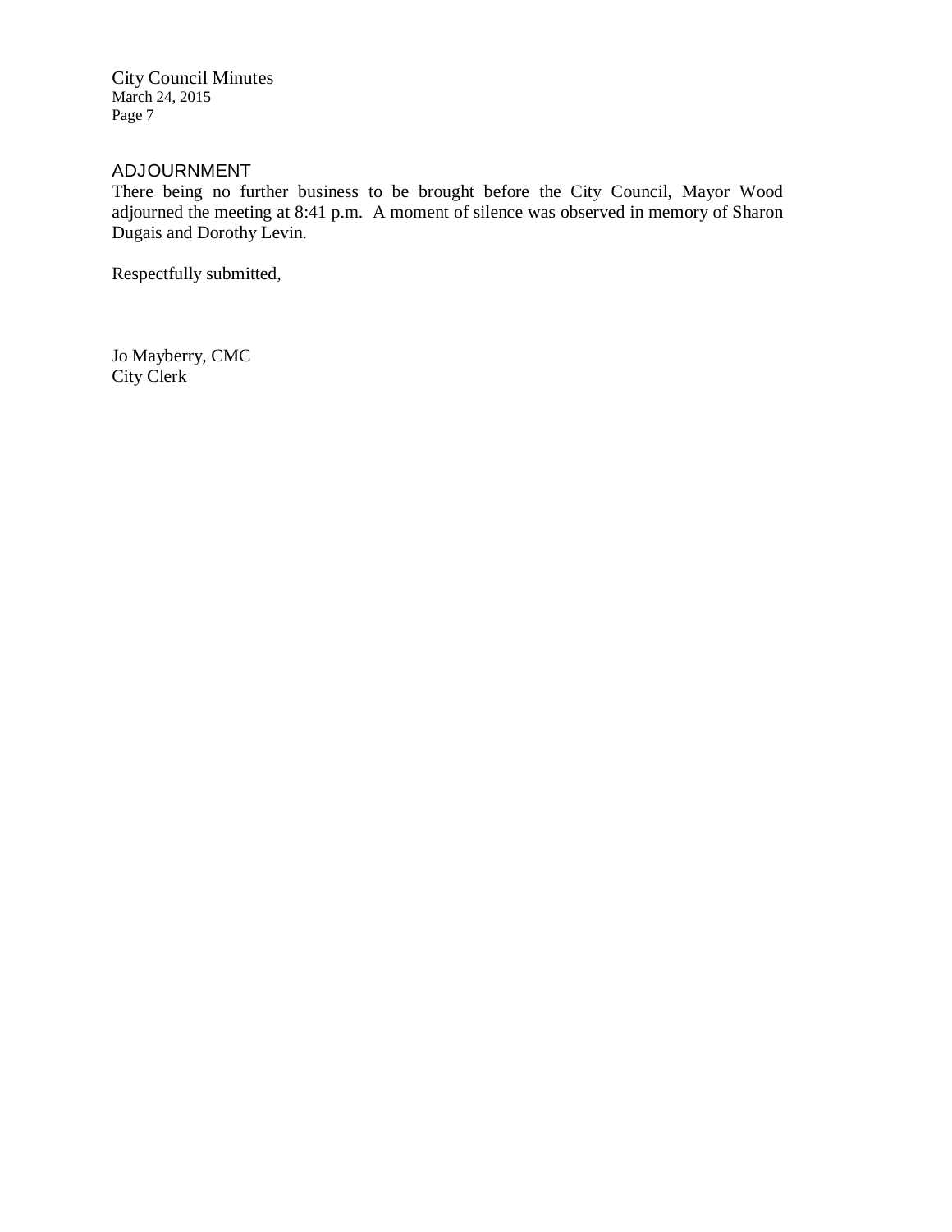## ADJOURNMENT

There being no further business to be brought before the City Council, Mayor Wood adjourned the meeting at 8:41 p.m. A moment of silence was observed in memory of Sharon Dugais and Dorothy Levin.

Respectfully submitted,

Jo Mayberry, CMC
City Clerk